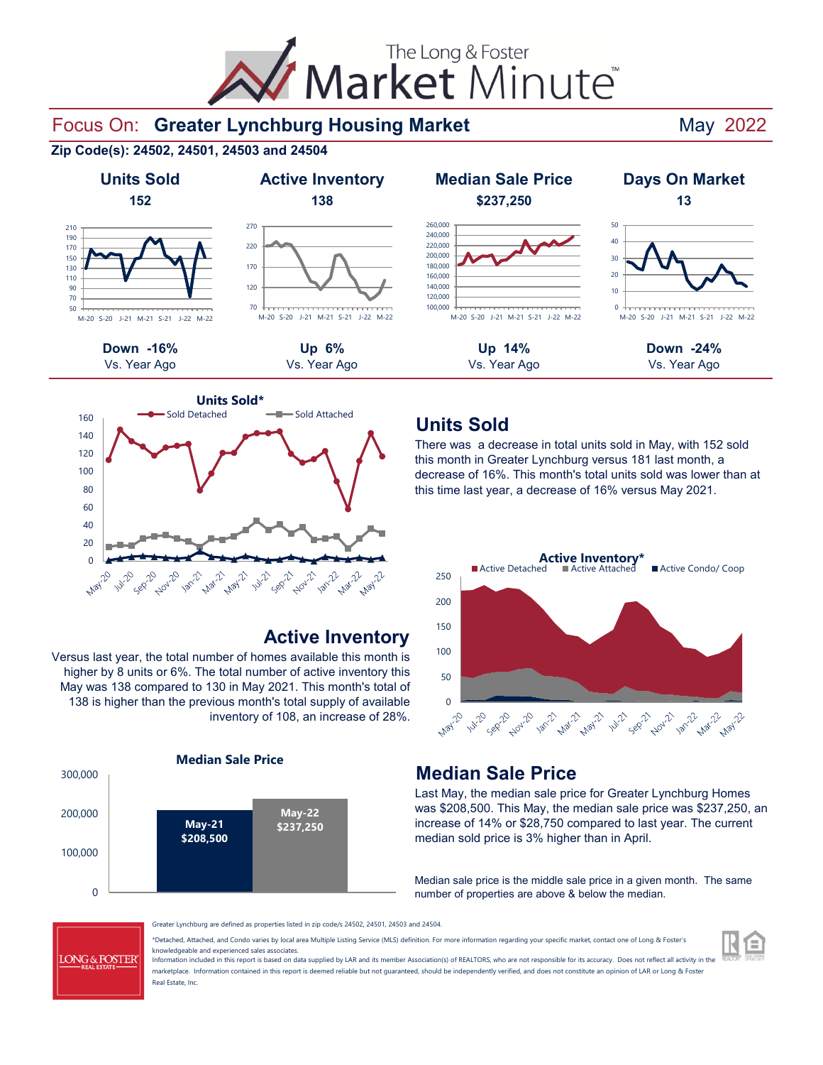# The Long & Foster Market Minute

## Focus On: Greater Lynchburg Housing Market — May 2022

**Zip Code(s): 24502, 24501, 24503 and 24504**

| Units Sold | Active Inventory | Median Sale Price | Days On Market |
|---|---|---|---|
| 152 | 138 | $237,250 | 13 |
| Down -16% Vs. Year Ago | Up 6% Vs. Year Ago | Up 14% Vs. Year Ago | Down -24% Vs. Year Ago |

## Units Sold

There was a decrease in total units sold in May, with 152 sold this month in Greater Lynchburg versus 181 last month, a decrease of 16%. This month's total units sold was lower than at this time last year, a decrease of 16% versus May 2021.

## Active Inventory

Versus last year, the total number of homes available this month is higher by 8 units or 6%. The total number of active inventory this May was 138 compared to 130 in May 2021. This month's total of 138 is higher than the previous month's total supply of available inventory of 108, an increase of 28%.

## Median Sale Price

Last May, the median sale price for Greater Lynchburg Homes was $208,500. This May, the median sale price was $237,250, an increase of 14% or $28,750 compared to last year. The current median sold price is 3% higher than in April.

| Median Sale Price | |
|---|---|
| May-21 | $208,500 |
| May-22 | $237,250 |

Median sale price is the middle sale price in a given month. The same number of properties are above & below the median.

Greater Lynchburg are defined as properties listed in zip code/s 24502, 24501, 24503 and 24504.

*Detached, Attached, and Condo varies by local area Multiple Listing Service (MLS) definition. For more information regarding your specific market, contact one of Long & Foster's knowledgeable and experienced sales associates.

Information included in this report is based on data supplied by LAR and its member Association(s) of REALTORS, who are not responsible for its accuracy. Does not reflect all activity in the marketplace. Information contained in this report is deemed reliable but not guaranteed, should be independently verified, and does not constitute an opinion of LAR or Long & Foster Real Estate, Inc.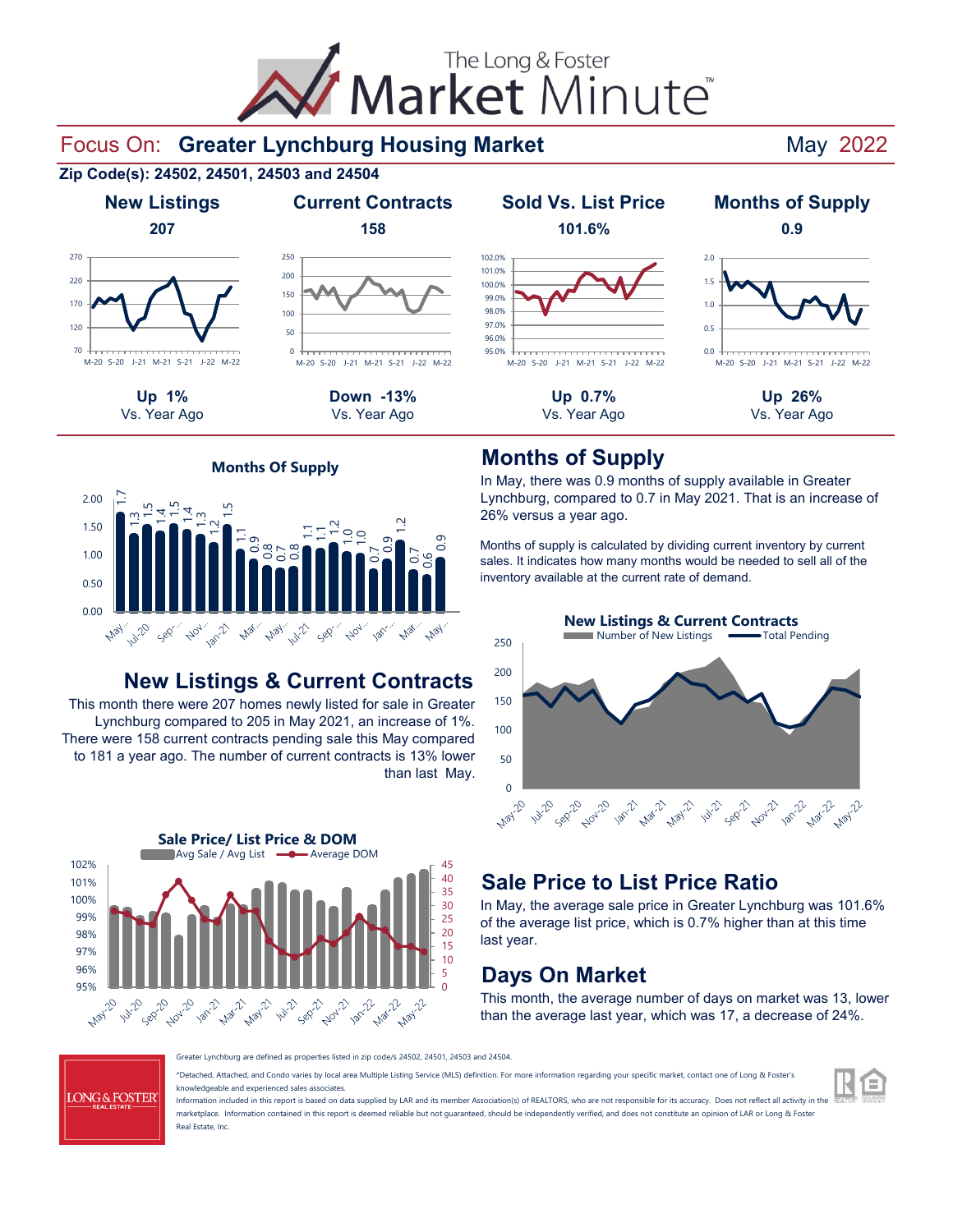The Long & Foster Market Minute™

## Focus On: Greater Lynchburg Housing Market

May 2022

**Zip Code(s): 24502, 24501, 24503 and 24504**

### New Listings

**207**

270
220
170
120
70
M-20 S-20 J-21 M-21 S-21 J-22 M-22

**Up 1%**
Vs. Year Ago

### Current Contracts

**158**

250
200
150
100
50
0
M-20 S-20 J-21 M-21 S-21 J-22 M-22

**Down -13%**
Vs. Year Ago

### Sold Vs. List Price

**101.6%**

102.0%
101.0%
100.0%
99.0%
98.0%
97.0%
96.0%
95.0%
M-20 S-20 J-21 M-21 S-21 J-22 M-22

**Up 0.7%**
Vs. Year Ago

### Months of Supply

**0.9**

2.0
1.5
1.0
0.5
0.0
M-20 S-20 J-21 M-21 S-21 J-22 M-22

**Up 26%**
Vs. Year Ago

**Months Of Supply**

2.00
1.50
1.00
0.50
0.00

1.7 1.3 1.5 1.4 1.5 1.4 1.3 1.2 1.5 1.1 0.9 0.8 0.7 0.8 1.1 1.1 1.2 1.0 1.0 0.7 0.9 1.2 0.7 0.6 0.9

May... Jul-20 Sep-... Nov... Jan-21 Mar... May... Jul-21 Sep-... Nov... Jan-... Mar... May...

## Months of Supply

In May, there was 0.9 months of supply available in Greater Lynchburg, compared to 0.7 in May 2021. That is an increase of 26% versus a year ago.

Months of supply is calculated by dividing current inventory by current sales. It indicates how many months would be needed to sell all of the inventory available at the current rate of demand.

## New Listings & Current Contracts

This month there were 207 homes newly listed for sale in Greater Lynchburg compared to 205 in May 2021, an increase of 1%. There were 158 current contracts pending sale this May compared to 181 a year ago. The number of current contracts is 13% lower than last May.

**New Listings & Current Contracts**

Number of New Listings — Total Pending

250
200
150
100
50
0

May-20 Jul-20 Sep-20 Nov-20 Jan-21 Mar-21 May-21 Jul-21 Sep-21 Nov-21 Jan-22 Mar-22 May-22

**Sale Price/ List Price & DOM**

Avg Sale / Avg List — Average DOM

102%
101%
100%
99%
98%
97%
96%
95%

45
40
35
30
25
20
15
10
5
0

May-20 Jul-20 Sep-20 Nov-20 Jan-21 Mar-21 May-21 Jul-21 Sep-21 Nov-21 Jan-22 Mar-22 May-22

## Sale Price to List Price Ratio

In May, the average sale price in Greater Lynchburg was 101.6% of the average list price, which is 0.7% higher than at this time last year.

## Days On Market

This month, the average number of days on market was 13, lower than the average last year, which was 17, a decrease of 24%.

Greater Lynchburg are defined as properties listed in zip code/s 24502, 24501, 24503 and 24504.

*Detached, Attached, and Condo varies by local area Multiple Listing Service (MLS) definition. For more information regarding your specific market, contact one of Long & Foster's knowledgeable and experienced sales associates.

Information included in this report is based on data supplied by LAR and its member Association(s) of REALTORS, who are not responsible for its accuracy. Does not reflect all activity in the marketplace. Information contained in this report is deemed reliable but not guaranteed, should be independently verified, and does not constitute an opinion of LAR or Long & Foster Real Estate, Inc.

LONG & FOSTER REAL ESTATE